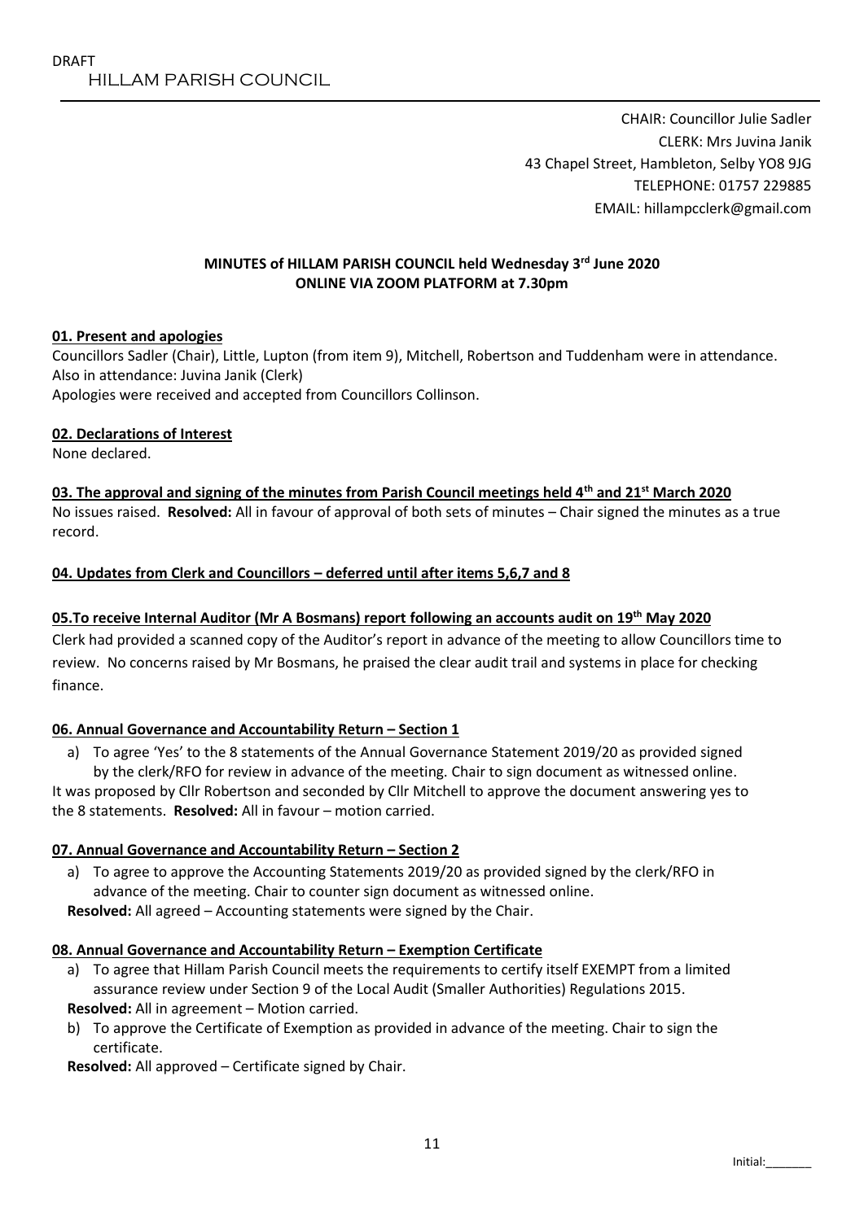DRAFT

# HILLAM PARISH COUNCIL

CHAIR: Councillor Julie Sadler
CLERK: Mrs Juvina Janik
43 Chapel Street, Hambleton, Selby YO8 9JG
TELEPHONE: 01757 229885
EMAIL: hillampcclerk@gmail.com

**MINUTES of HILLAM PARISH COUNCIL held Wednesday 3rd June 2020**
**ONLINE VIA ZOOM PLATFORM at 7.30pm**

**01. Present and apologies**

Councillors Sadler (Chair), Little, Lupton (from item 9), Mitchell, Robertson and Tuddenham were in attendance.
Also in attendance: Juvina Janik (Clerk)
Apologies were received and accepted from Councillors Collinson.

**02. Declarations of Interest**

None declared.

**03. The approval and signing of the minutes from Parish Council meetings held 4th and 21st March 2020**

No issues raised. **Resolved:** All in favour of approval of both sets of minutes – Chair signed the minutes as a true record.

**04. Updates from Clerk and Councillors – deferred until after items 5,6,7 and 8**

**05.To receive Internal Auditor (Mr A Bosmans) report following an accounts audit on 19th May 2020**

Clerk had provided a scanned copy of the Auditor's report in advance of the meeting to allow Councillors time to review. No concerns raised by Mr Bosmans, he praised the clear audit trail and systems in place for checking finance.

**06. Annual Governance and Accountability Return – Section 1**

a) To agree 'Yes' to the 8 statements of the Annual Governance Statement 2019/20 as provided signed by the clerk/RFO for review in advance of the meeting. Chair to sign document as witnessed online.

It was proposed by Cllr Robertson and seconded by Cllr Mitchell to approve the document answering yes to the 8 statements. **Resolved:** All in favour – motion carried.

**07. Annual Governance and Accountability Return – Section 2**

a) To agree to approve the Accounting Statements 2019/20 as provided signed by the clerk/RFO in advance of the meeting. Chair to counter sign document as witnessed online.

**Resolved:** All agreed – Accounting statements were signed by the Chair.

**08. Annual Governance and Accountability Return – Exemption Certificate**

a) To agree that Hillam Parish Council meets the requirements to certify itself EXEMPT from a limited assurance review under Section 9 of the Local Audit (Smaller Authorities) Regulations 2015.
**Resolved:** All in agreement – Motion carried.

b) To approve the Certificate of Exemption as provided in advance of the meeting. Chair to sign the certificate.
**Resolved:** All approved – Certificate signed by Chair.

Initial:_______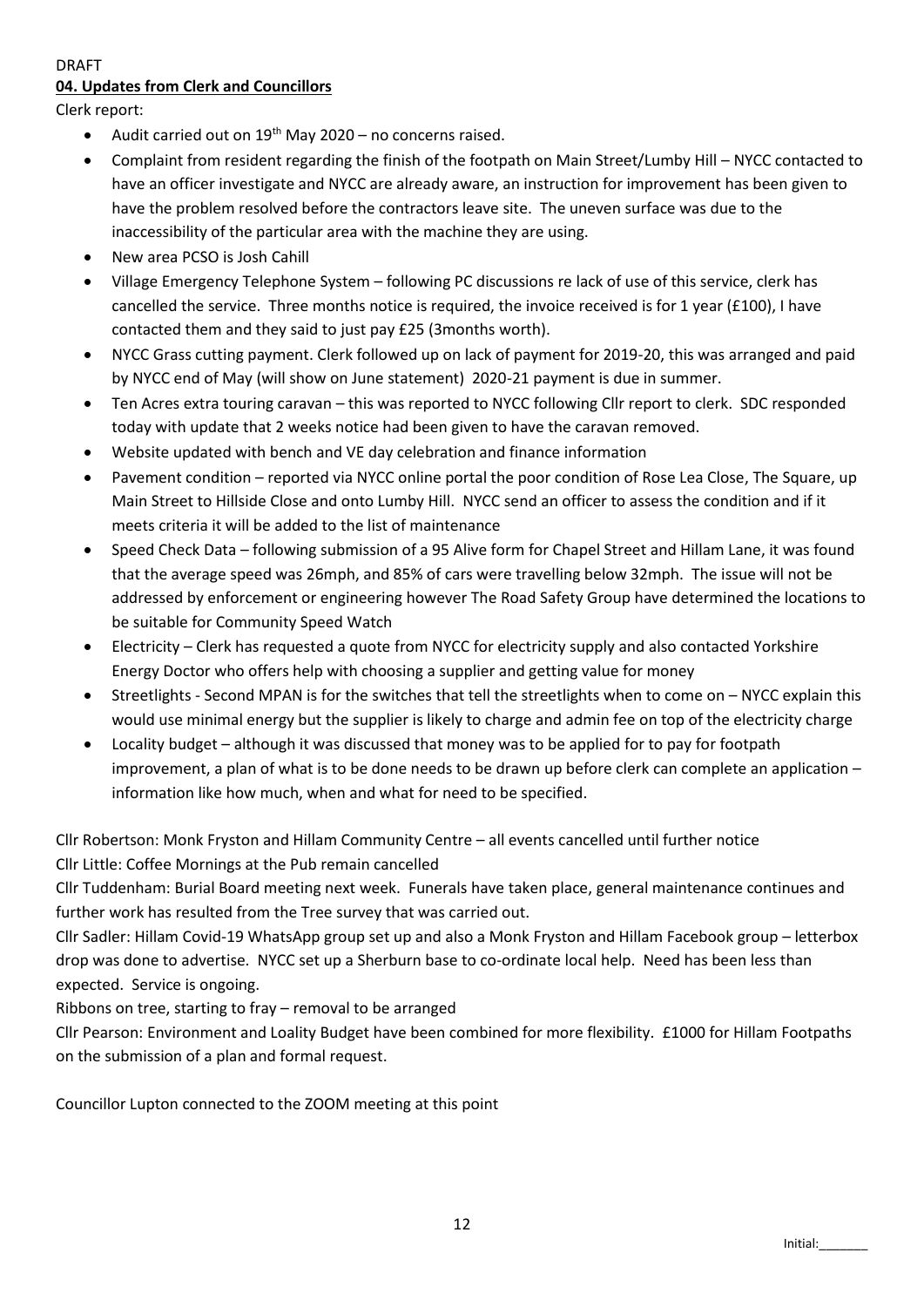DRAFT

**04. Updates from Clerk and Councillors**

Clerk report:

- Audit carried out on 19th May 2020 – no concerns raised.
- Complaint from resident regarding the finish of the footpath on Main Street/Lumby Hill – NYCC contacted to have an officer investigate and NYCC are already aware, an instruction for improvement has been given to have the problem resolved before the contractors leave site. The uneven surface was due to the inaccessibility of the particular area with the machine they are using.
- New area PCSO is Josh Cahill
- Village Emergency Telephone System – following PC discussions re lack of use of this service, clerk has cancelled the service. Three months notice is required, the invoice received is for 1 year (£100), I have contacted them and they said to just pay £25 (3months worth).
- NYCC Grass cutting payment. Clerk followed up on lack of payment for 2019-20, this was arranged and paid by NYCC end of May (will show on June statement) 2020-21 payment is due in summer.
- Ten Acres extra touring caravan – this was reported to NYCC following Cllr report to clerk. SDC responded today with update that 2 weeks notice had been given to have the caravan removed.
- Website updated with bench and VE day celebration and finance information
- Pavement condition – reported via NYCC online portal the poor condition of Rose Lea Close, The Square, up Main Street to Hillside Close and onto Lumby Hill. NYCC send an officer to assess the condition and if it meets criteria it will be added to the list of maintenance
- Speed Check Data – following submission of a 95 Alive form for Chapel Street and Hillam Lane, it was found that the average speed was 26mph, and 85% of cars were travelling below 32mph. The issue will not be addressed by enforcement or engineering however The Road Safety Group have determined the locations to be suitable for Community Speed Watch
- Electricity – Clerk has requested a quote from NYCC for electricity supply and also contacted Yorkshire Energy Doctor who offers help with choosing a supplier and getting value for money
- Streetlights - Second MPAN is for the switches that tell the streetlights when to come on – NYCC explain this would use minimal energy but the supplier is likely to charge and admin fee on top of the electricity charge
- Locality budget – although it was discussed that money was to be applied for to pay for footpath improvement, a plan of what is to be done needs to be drawn up before clerk can complete an application – information like how much, when and what for need to be specified.

Cllr Robertson: Monk Fryston and Hillam Community Centre – all events cancelled until further notice

Cllr Little: Coffee Mornings at the Pub remain cancelled

Cllr Tuddenham: Burial Board meeting next week. Funerals have taken place, general maintenance continues and further work has resulted from the Tree survey that was carried out.

Cllr Sadler: Hillam Covid-19 WhatsApp group set up and also a Monk Fryston and Hillam Facebook group – letterbox drop was done to advertise. NYCC set up a Sherburn base to co-ordinate local help. Need has been less than expected. Service is ongoing.

Ribbons on tree, starting to fray – removal to be arranged

Cllr Pearson: Environment and Loality Budget have been combined for more flexibility. £1000 for Hillam Footpaths on the submission of a plan and formal request.

Councillor Lupton connected to the ZOOM meeting at this point

Initial:_______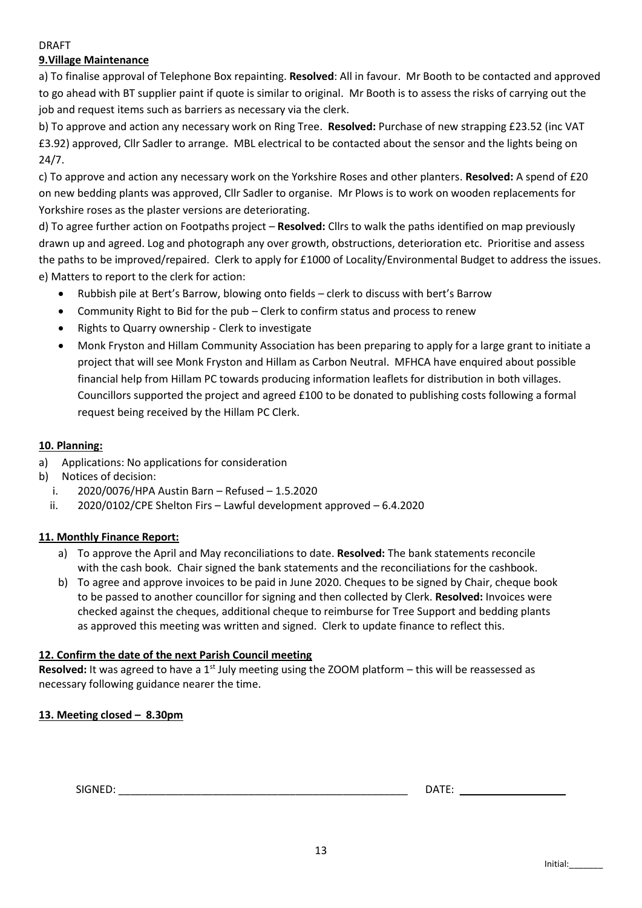DRAFT

## 9.Village Maintenance

a) To finalise approval of Telephone Box repainting. **Resolved**: All in favour. Mr Booth to be contacted and approved to go ahead with BT supplier paint if quote is similar to original. Mr Booth is to assess the risks of carrying out the job and request items such as barriers as necessary via the clerk.

b) To approve and action any necessary work on Ring Tree. **Resolved:** Purchase of new strapping £23.52 (inc VAT £3.92) approved, Cllr Sadler to arrange. MBL electrical to be contacted about the sensor and the lights being on 24/7.

c) To approve and action any necessary work on the Yorkshire Roses and other planters. **Resolved:** A spend of £20 on new bedding plants was approved, Cllr Sadler to organise. Mr Plows is to work on wooden replacements for Yorkshire roses as the plaster versions are deteriorating.

d) To agree further action on Footpaths project – **Resolved:** Cllrs to walk the paths identified on map previously drawn up and agreed. Log and photograph any over growth, obstructions, deterioration etc. Prioritise and assess the paths to be improved/repaired. Clerk to apply for £1000 of Locality/Environmental Budget to address the issues.

e) Matters to report to the clerk for action:

- Rubbish pile at Bert's Barrow, blowing onto fields – clerk to discuss with bert's Barrow
- Community Right to Bid for the pub – Clerk to confirm status and process to renew
- Rights to Quarry ownership - Clerk to investigate
- Monk Fryston and Hillam Community Association has been preparing to apply for a large grant to initiate a project that will see Monk Fryston and Hillam as Carbon Neutral. MFHCA have enquired about possible financial help from Hillam PC towards producing information leaflets for distribution in both villages. Councillors supported the project and agreed £100 to be donated to publishing costs following a formal request being received by the Hillam PC Clerk.

## 10. Planning:

a) Applications: No applications for consideration

b) Notices of decision:

   i. 2020/0076/HPA Austin Barn – Refused – 1.5.2020

   ii. 2020/0102/CPE Shelton Firs – Lawful development approved – 6.4.2020

## 11. Monthly Finance Report:

a) To approve the April and May reconciliations to date. **Resolved:** The bank statements reconcile with the cash book. Chair signed the bank statements and the reconciliations for the cashbook.

b) To agree and approve invoices to be paid in June 2020. Cheques to be signed by Chair, cheque book to be passed to another councillor for signing and then collected by Clerk. **Resolved:** Invoices were checked against the cheques, additional cheque to reimburse for Tree Support and bedding plants as approved this meeting was written and signed. Clerk to update finance to reflect this.

## 12. Confirm the date of the next Parish Council meeting

**Resolved:** It was agreed to have a 1st July meeting using the ZOOM platform – this will be reassessed as necessary following guidance nearer the time.

## 13. Meeting closed – 8.30pm

SIGNED: ______________________________ DATE: ______________

Initial:_______